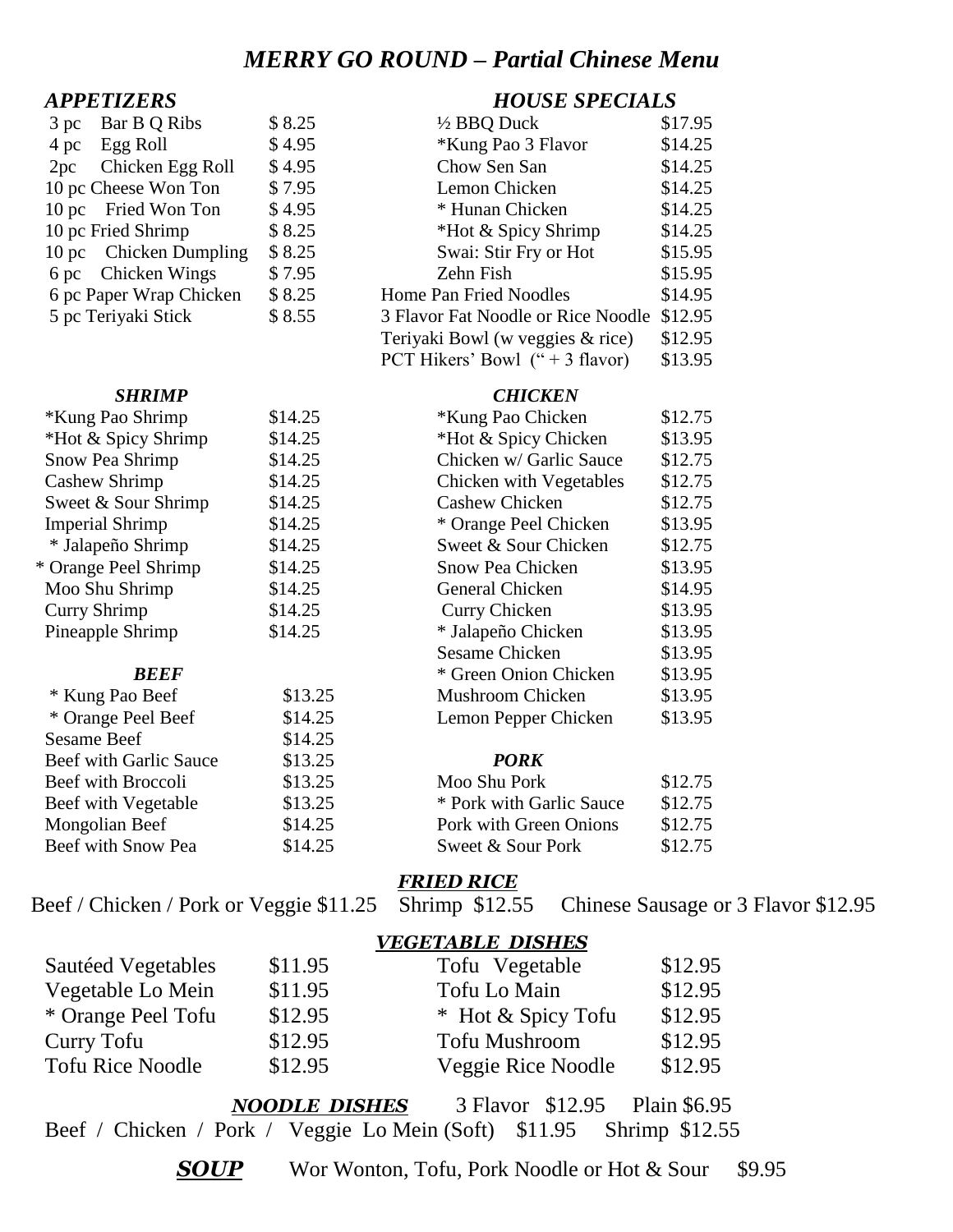# *MERRY GO ROUND – Partial Chinese Menu*

## *APPETIZERS*

| Item | Price |
|---|---|
| 3 pc Bar B Q Ribs | $ 8.25 |
| 4 pc Egg Roll | $ 4.95 |
| 2pc Chicken Egg Roll | $ 4.95 |
| 10 pc Cheese Won Ton | $ 7.95 |
| 10 pc Fried Won Ton | $ 4.95 |
| 10 pc Fried Shrimp | $ 8.25 |
| 10 pc Chicken Dumpling | $ 8.25 |
| 6 pc Chicken Wings | $ 7.95 |
| 6 pc Paper Wrap Chicken | $ 8.25 |
| 5 pc Teriyaki Stick | $ 8.55 |

## *HOUSE SPECIALS*

| Item | Price |
|---|---|
| ½ BBQ Duck | $17.95 |
| *Kung Pao 3 Flavor | $14.25 |
| Chow Sen San | $14.25 |
| Lemon Chicken | $14.25 |
| * Hunan Chicken | $14.25 |
| *Hot & Spicy Shrimp | $14.25 |
| Swai: Stir Fry or Hot | $15.95 |
| Zehn Fish | $15.95 |
| Home Pan Fried Noodles | $14.95 |
| 3 Flavor Fat Noodle or Rice Noodle | $12.95 |
| Teriyaki Bowl (w veggies & rice) | $12.95 |
| PCT Hikers' Bowl (" + 3 flavor) | $13.95 |

## *SHRIMP*

| Item | Price |
|---|---|
| *Kung Pao Shrimp | $14.25 |
| *Hot & Spicy Shrimp | $14.25 |
| Snow Pea Shrimp | $14.25 |
| Cashew Shrimp | $14.25 |
| Sweet & Sour Shrimp | $14.25 |
| Imperial Shrimp | $14.25 |
| * Jalapeño Shrimp | $14.25 |
| * Orange Peel Shrimp | $14.25 |
| Moo Shu Shrimp | $14.25 |
| Curry Shrimp | $14.25 |
| Pineapple Shrimp | $14.25 |

## *BEEF*

| Item | Price |
|---|---|
| * Kung Pao Beef | $13.25 |
| * Orange Peel Beef | $14.25 |
| Sesame Beef | $14.25 |
| Beef with Garlic Sauce | $13.25 |
| Beef with Broccoli | $13.25 |
| Beef with Vegetable | $13.25 |
| Mongolian Beef | $14.25 |
| Beef with Snow Pea | $14.25 |

## *CHICKEN*

| Item | Price |
|---|---|
| *Kung Pao Chicken | $12.75 |
| *Hot & Spicy Chicken | $13.95 |
| Chicken w/ Garlic Sauce | $12.75 |
| Chicken with Vegetables | $12.75 |
| Cashew Chicken | $12.75 |
| * Orange Peel Chicken | $13.95 |
| Sweet & Sour Chicken | $12.75 |
| Snow Pea Chicken | $13.95 |
| General Chicken | $14.95 |
| Curry Chicken | $13.95 |
| * Jalapeño Chicken | $13.95 |
| Sesame Chicken | $13.95 |
| * Green Onion Chicken | $13.95 |
| Mushroom Chicken | $13.95 |
| Lemon Pepper Chicken | $13.95 |

## *PORK*

| Item | Price |
|---|---|
| Moo Shu Pork | $12.75 |
| * Pork with Garlic Sauce | $12.75 |
| Pork with Green Onions | $12.75 |
| Sweet & Sour Pork | $12.75 |

## ***FRIED RICE***

Beef / Chicken / Pork or Veggie $11.25  Shrimp $12.55  Chinese Sausage or 3 Flavor $12.95

## ***VEGETABLE DISHES***

| Item | Price | Item | Price |
|---|---|---|---|
| Sautéed Vegetables | $11.95 | Tofu Vegetable | $12.95 |
| Vegetable Lo Mein | $11.95 | Tofu Lo Main | $12.95 |
| * Orange Peel Tofu | $12.95 | * Hot & Spicy Tofu | $12.95 |
| Curry Tofu | $12.95 | Tofu Mushroom | $12.95 |
| Tofu Rice Noodle | $12.95 | Veggie Rice Noodle | $12.95 |

## ***NOODLE DISHES*** 3 Flavor $12.95 Plain $6.95

Beef / Chicken / Pork / Veggie Lo Mein (Soft) $11.95  Shrimp $12.55

## ***SOUP***

Wor Wonton, Tofu, Pork Noodle or Hot & Sour $9.95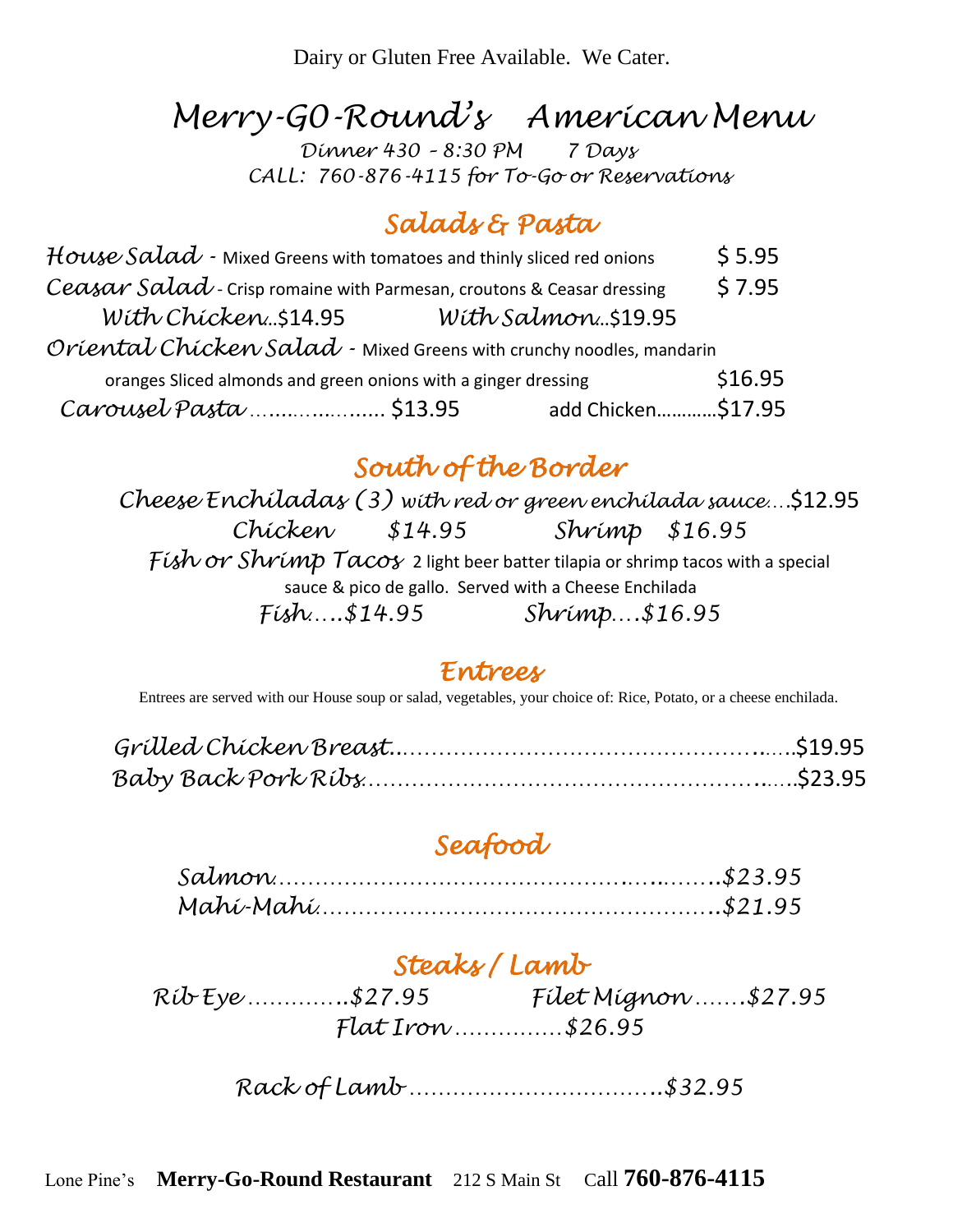Dairy or Gluten Free Available. We Cater.

# Merry-GO-Round's American Menu

*Dinner 430 – 8:30 PM 7 Days*

*CALL: 760-876-4115 for To-Go or Reservations*

## Salads & Pasta

*House Salad* - Mixed Greens with tomatoes and thinly sliced red onions $ 5.95

*Ceasar Salad* - Crisp romaine with Parmesan, croutons & Ceasar dressing $ 7.95

*With Chicken*..$14.95 *With Salmon*..$19.95

*Oriental Chicken Salad* - Mixed Greens with crunchy noodles, mandarin oranges Sliced almonds and green onions with a ginger dressing $16.95

*Carousel Pasta* ……..…...….….. $13.95 add Chicken…………$17.95

## South of the Border

*Cheese Enchiladas (3) with red or green enchilada sauce*….$12.95

*Chicken $14.95 Shrimp $16.95*

*Fish or Shrimp Tacos* 2 light beer batter tilapia or shrimp tacos with a special sauce & pico de gallo. Served with a Cheese Enchilada

*Fish…..$14.95 Shrimp….$16.95*

## Entrees

Entrees are served with our House soup or salad, vegetables, your choice of: Rice, Potato, or a cheese enchilada.

*Grilled Chicken Breast*……………………………………………..…..$19.95

*Baby Back Pork Ribs*……………………………………………..…..$23.95

## Seafood

*Salmon*…………………………………………..…..……..*$23.95*

*Mahi-Mahi*…………………………………………………..*$21.95*

## Steaks / Lamb

*Rib Eye* …………..*$27.95* *Filet Mignon* …….*$27.95*

*Flat Iron* ……………*$26.95*

*Rack of Lamb* ……………………………..*$32.95*

Lone Pine's **Merry-Go-Round Restaurant** 212 S Main St Call **760-876-4115**